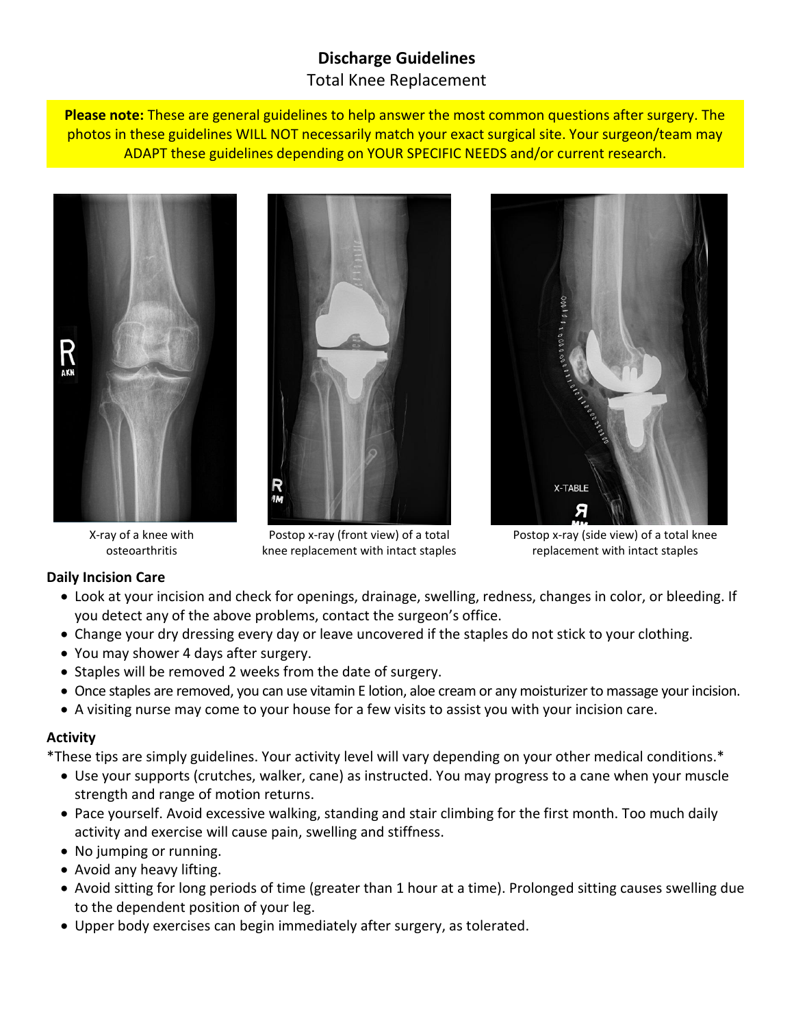# Discharge Guidelines

Total Knee Replacement

**Please note:** These are general guidelines to help answer the most common questions after surgery. The photos in these guidelines WILL NOT necessarily match your exact surgical site. Your surgeon/team may ADAPT these guidelines depending on YOUR SPECIFIC NEEDS and/or current research.

X-ray of a knee with osteoarthritis

Postop x-ray (front view) of a total knee replacement with intact staples

Postop x-ray (side view) of a total knee replacement with intact staples

## Daily Incision Care

- Look at your incision and check for openings, drainage, swelling, redness, changes in color, or bleeding. If you detect any of the above problems, contact the surgeon's office.
- Change your dry dressing every day or leave uncovered if the staples do not stick to your clothing.
- You may shower 4 days after surgery.
- Staples will be removed 2 weeks from the date of surgery.
- Once staples are removed, you can use vitamin E lotion, aloe cream or any moisturizer to massage your incision.
- A visiting nurse may come to your house for a few visits to assist you with your incision care.

## Activity

*These tips are simply guidelines. Your activity level will vary depending on your other medical conditions.*

- Use your supports (crutches, walker, cane) as instructed. You may progress to a cane when your muscle strength and range of motion returns.
- Pace yourself. Avoid excessive walking, standing and stair climbing for the first month. Too much daily activity and exercise will cause pain, swelling and stiffness.
- No jumping or running.
- Avoid any heavy lifting.
- Avoid sitting for long periods of time (greater than 1 hour at a time). Prolonged sitting causes swelling due to the dependent position of your leg.
- Upper body exercises can begin immediately after surgery, as tolerated.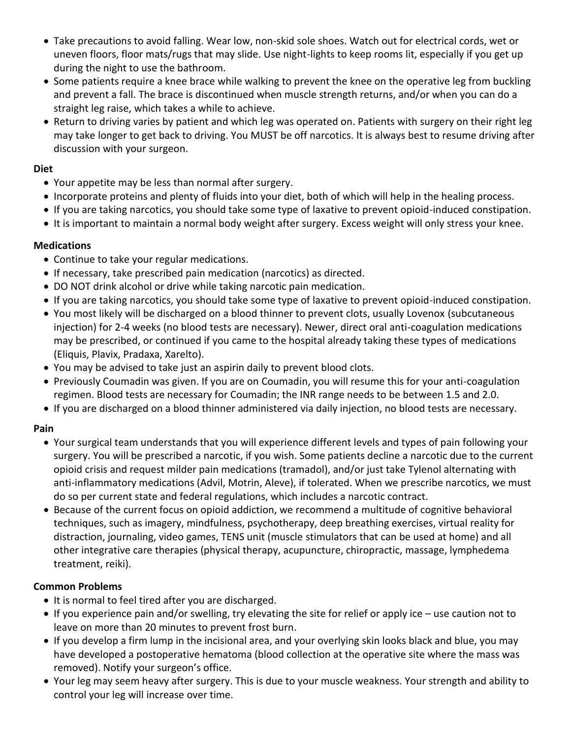- Take precautions to avoid falling. Wear low, non-skid sole shoes. Watch out for electrical cords, wet or uneven floors, floor mats/rugs that may slide. Use night-lights to keep rooms lit, especially if you get up during the night to use the bathroom.
- Some patients require a knee brace while walking to prevent the knee on the operative leg from buckling and prevent a fall. The brace is discontinued when muscle strength returns, and/or when you can do a straight leg raise, which takes a while to achieve.
- Return to driving varies by patient and which leg was operated on. Patients with surgery on their right leg may take longer to get back to driving. You MUST be off narcotics. It is always best to resume driving after discussion with your surgeon.

**Diet**

- Your appetite may be less than normal after surgery.
- Incorporate proteins and plenty of fluids into your diet, both of which will help in the healing process.
- If you are taking narcotics, you should take some type of laxative to prevent opioid-induced constipation.
- It is important to maintain a normal body weight after surgery. Excess weight will only stress your knee.

**Medications**

- Continue to take your regular medications.
- If necessary, take prescribed pain medication (narcotics) as directed.
- DO NOT drink alcohol or drive while taking narcotic pain medication.
- If you are taking narcotics, you should take some type of laxative to prevent opioid-induced constipation.
- You most likely will be discharged on a blood thinner to prevent clots, usually Lovenox (subcutaneous injection) for 2-4 weeks (no blood tests are necessary). Newer, direct oral anti-coagulation medications may be prescribed, or continued if you came to the hospital already taking these types of medications (Eliquis, Plavix, Pradaxa, Xarelto).
- You may be advised to take just an aspirin daily to prevent blood clots.
- Previously Coumadin was given. If you are on Coumadin, you will resume this for your anti-coagulation regimen. Blood tests are necessary for Coumadin; the INR range needs to be between 1.5 and 2.0.
- If you are discharged on a blood thinner administered via daily injection, no blood tests are necessary.

**Pain**

- Your surgical team understands that you will experience different levels and types of pain following your surgery. You will be prescribed a narcotic, if you wish. Some patients decline a narcotic due to the current opioid crisis and request milder pain medications (tramadol), and/or just take Tylenol alternating with anti-inflammatory medications (Advil, Motrin, Aleve), if tolerated. When we prescribe narcotics, we must do so per current state and federal regulations, which includes a narcotic contract.
- Because of the current focus on opioid addiction, we recommend a multitude of cognitive behavioral techniques, such as imagery, mindfulness, psychotherapy, deep breathing exercises, virtual reality for distraction, journaling, video games, TENS unit (muscle stimulators that can be used at home) and all other integrative care therapies (physical therapy, acupuncture, chiropractic, massage, lymphedema treatment, reiki).

**Common Problems**

- It is normal to feel tired after you are discharged.
- If you experience pain and/or swelling, try elevating the site for relief or apply ice – use caution not to leave on more than 20 minutes to prevent frost burn.
- If you develop a firm lump in the incisional area, and your overlying skin looks black and blue, you may have developed a postoperative hematoma (blood collection at the operative site where the mass was removed). Notify your surgeon's office.
- Your leg may seem heavy after surgery. This is due to your muscle weakness. Your strength and ability to control your leg will increase over time.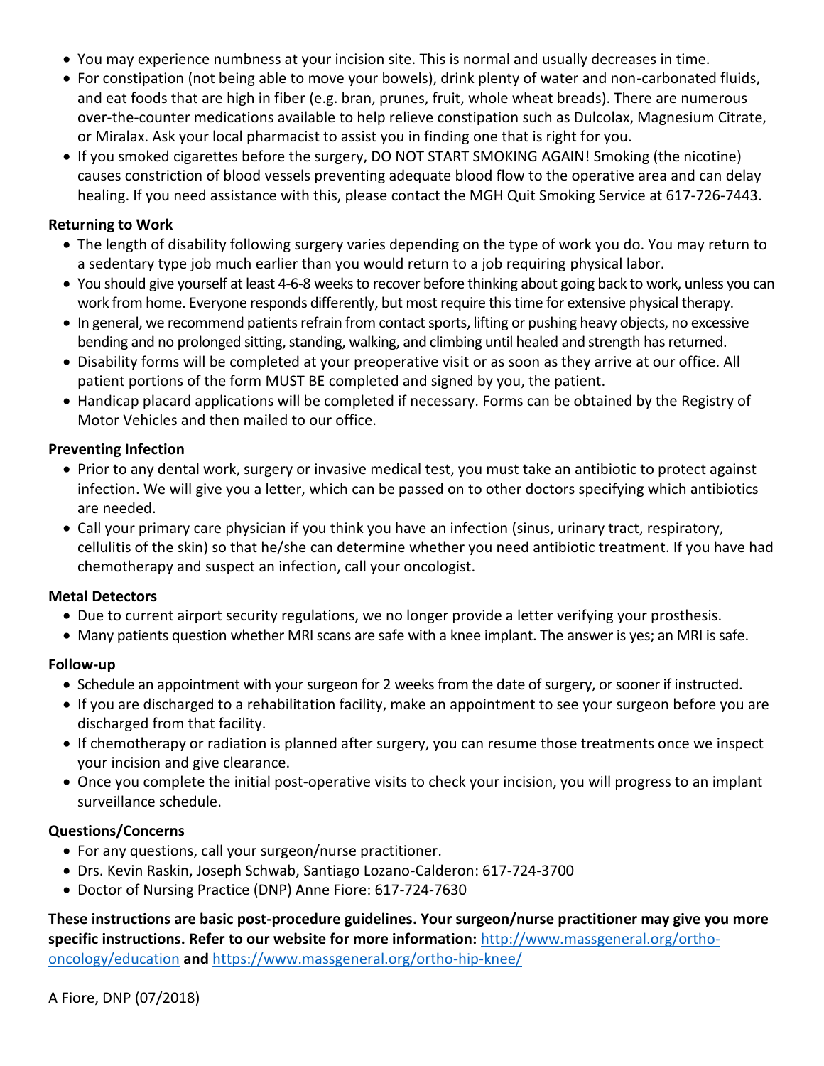- You may experience numbness at your incision site. This is normal and usually decreases in time.
- For constipation (not being able to move your bowels), drink plenty of water and non-carbonated fluids, and eat foods that are high in fiber (e.g. bran, prunes, fruit, whole wheat breads). There are numerous over-the-counter medications available to help relieve constipation such as Dulcolax, Magnesium Citrate, or Miralax. Ask your local pharmacist to assist you in finding one that is right for you.
- If you smoked cigarettes before the surgery, DO NOT START SMOKING AGAIN! Smoking (the nicotine) causes constriction of blood vessels preventing adequate blood flow to the operative area and can delay healing. If you need assistance with this, please contact the MGH Quit Smoking Service at 617-726-7443.

**Returning to Work**

- The length of disability following surgery varies depending on the type of work you do. You may return to a sedentary type job much earlier than you would return to a job requiring physical labor.
- You should give yourself at least 4-6-8 weeks to recover before thinking about going back to work, unless you can work from home. Everyone responds differently, but most require this time for extensive physical therapy.
- In general, we recommend patients refrain from contact sports, lifting or pushing heavy objects, no excessive bending and no prolonged sitting, standing, walking, and climbing until healed and strength has returned.
- Disability forms will be completed at your preoperative visit or as soon as they arrive at our office. All patient portions of the form MUST BE completed and signed by you, the patient.
- Handicap placard applications will be completed if necessary. Forms can be obtained by the Registry of Motor Vehicles and then mailed to our office.

**Preventing Infection**

- Prior to any dental work, surgery or invasive medical test, you must take an antibiotic to protect against infection. We will give you a letter, which can be passed on to other doctors specifying which antibiotics are needed.
- Call your primary care physician if you think you have an infection (sinus, urinary tract, respiratory, cellulitis of the skin) so that he/she can determine whether you need antibiotic treatment. If you have had chemotherapy and suspect an infection, call your oncologist.

**Metal Detectors**

- Due to current airport security regulations, we no longer provide a letter verifying your prosthesis.
- Many patients question whether MRI scans are safe with a knee implant. The answer is yes; an MRI is safe.

**Follow-up**

- Schedule an appointment with your surgeon for 2 weeks from the date of surgery, or sooner if instructed.
- If you are discharged to a rehabilitation facility, make an appointment to see your surgeon before you are discharged from that facility.
- If chemotherapy or radiation is planned after surgery, you can resume those treatments once we inspect your incision and give clearance.
- Once you complete the initial post-operative visits to check your incision, you will progress to an implant surveillance schedule.

**Questions/Concerns**

- For any questions, call your surgeon/nurse practitioner.
- Drs. Kevin Raskin, Joseph Schwab, Santiago Lozano-Calderon: 617-724-3700
- Doctor of Nursing Practice (DNP) Anne Fiore: 617-724-7630

**These instructions are basic post-procedure guidelines. Your surgeon/nurse practitioner may give you more specific instructions. Refer to our website for more information:** [http://www.massgeneral.org/ortho-oncology/education](http://www.massgeneral.org/ortho-oncology/education) **and** [https://www.massgeneral.org/ortho-hip-knee/](https://www.massgeneral.org/ortho-hip-knee/)

A Fiore, DNP (07/2018)